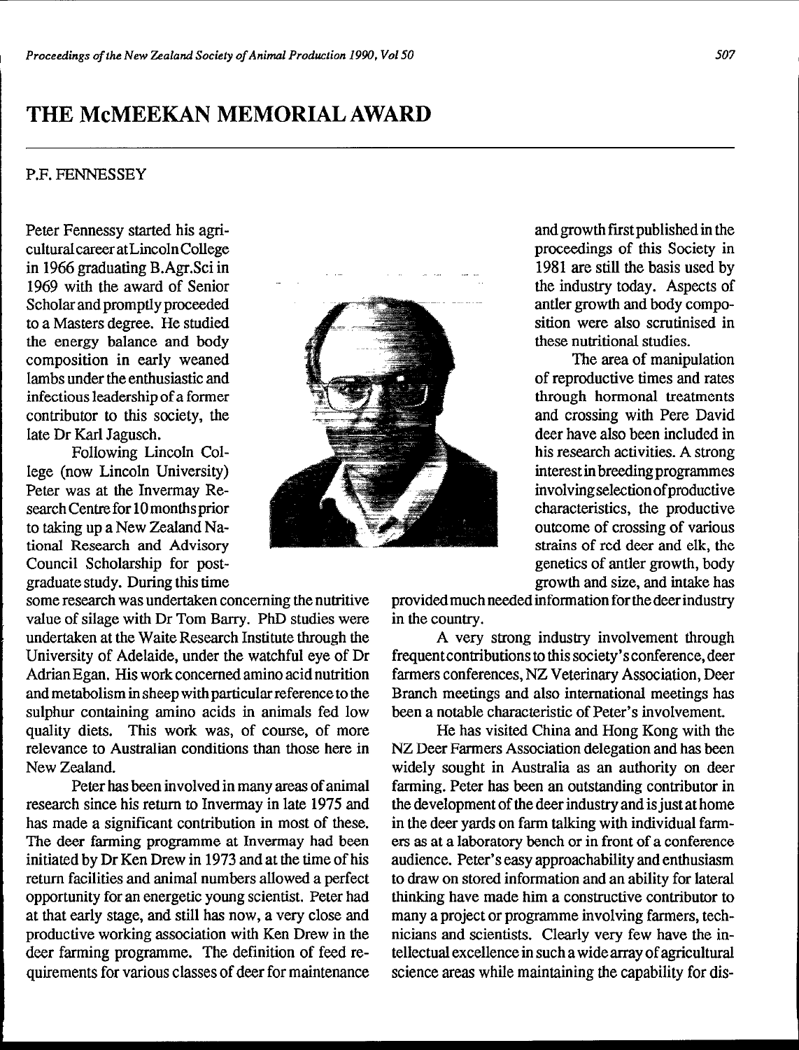# THE McMEEKAN MEMORIAL AWARD

P.F. FENNESSEY

Peter Fennessy started his agricultural career at Lincoln College in 1966 graduating B.Agr.Sci in 1969 with the award of Senior Scholar and promptly proceeded to a Masters degree. He studied the energy balance and body composition in early weaned lambs under the enthusiastic and infectious leadership of a former contributor to this society, the late Dr Karl Jagusch.

Following Lincoln College (now Lincoln University) Peter was at the Invermay Research Centre for 10 months prior to taking up a New Zealand National Research and Advisory Council Scholarship for postgraduate study. During this time some research was undertaken concerning the nutritive value of silage with Dr Tom Barry. PhD studies were undertaken at the Waite Research Institute through the University of Adelaide, under the watchful eye of Dr Adrian Egan. His work concerned amino acid nutrition and metabolism in sheep with particular reference to the sulphur containing amino acids in animals fed low quality diets. This work was, of course, of more relevance to Australian conditions than those here in New Zealand.

Peter has been involved in many areas of animal research since his return to Invermay in late 1975 and has made a significant contribution in most of these. The deer farming programme at Invermay had been initiated by Dr Ken Drew in 1973 and at the time of his return facilities and animal numbers allowed a perfect opportunity for an energetic young scientist. Peter had at that early stage, and still has now, a very close and productive working association with Ken Drew in the deer farming programme. The definition of feed requirements for various classes of deer for maintenance and growth first published in the proceedings of this Society in 1981 are still the basis used by the industry today. Aspects of antler growth and body composition were also scrutinised in these nutritional studies.

The area of manipulation of reproductive times and rates through hormonal treatments and crossing with Pere David deer have also been included in his research activities. A strong interest in breeding programmes involving selection of productive characteristics, the productive outcome of crossing of various strains of red deer and elk, the genetics of antler growth, body growth and size, and intake has provided much needed information for the deer industry in the country.

A very strong industry involvement through frequent contributions to this society's conference, deer farmers conferences, NZ Veterinary Association, Deer Branch meetings and also international meetings has been a notable characteristic of Peter's involvement.

He has visited China and Hong Kong with the NZ Deer Farmers Association delegation and has been widely sought in Australia as an authority on deer farming. Peter has been an outstanding contributor in the development of the deer industry and is just at home in the deer yards on farm talking with individual farmers as at a laboratory bench or in front of a conference audience. Peter's easy approachability and enthusiasm to draw on stored information and an ability for lateral thinking have made him a constructive contributor to many a project or programme involving farmers, technicians and scientists. Clearly very few have the intellectual excellence in such a wide array of agricultural science areas while maintaining the capability for dis-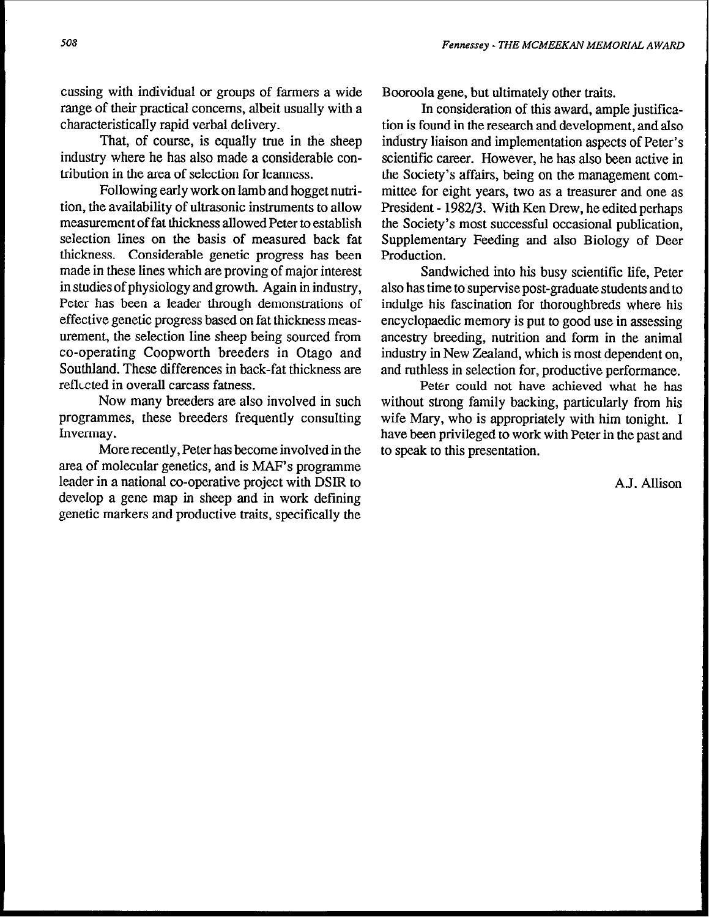cussing with individual or groups of farmers a wide range of their practical concerns, albeit usually with a characteristically rapid verbal delivery.

That, of course, is equally true in the sheep industry where he has also made a considerable contribution in the area of selection for leanness.

Following early work on lamb and hogget nutrition, the availability of ultrasonic instruments to allow measurement of fat thickness allowed Peter to establish selection lines on the basis of measured back fat thickness. Considerable genetic progress has been made in these lines which are proving of major interest in studies of physiology and growth. Again in industry, Peter has been a leader through demonstrations of effective genetic progress based on fat thickness measurement, the selection line sheep being sourced from co-operating Coopworth breeders in Otago and Southland. These differences in back-fat thickness are reflected in overall carcass fatness.

Now many breeders are also involved in such programmes, these breeders frequently consulting Invermay.

More recently, Peter has become involved in the area of molecular genetics, and is MAF's programme leader in a national co-operative project with DSIR to develop a gene map in sheep and in work defining genetic markers and productive traits, specifically the Booroola gene, but ultimately other traits.

In consideration of this award, ample justification is found in the research and development, and also industry liaison and implementation aspects of Peter's scientific career. However, he has also been active in the Society's affairs, being on the management committee for eight years, two as a treasurer and one as President - 1982/3. With Ken Drew, he edited perhaps the Society's most successful occasional publication, Supplementary Feeding and also Biology of Deer Production.

Sandwiched into his busy scientific life, Peter also has time to supervise post-graduate students and to indulge his fascination for thoroughbreds where his encyclopaedic memory is put to good use in assessing ancestry breeding, nutrition and form in the animal industry in New Zealand, which is most dependent on, and ruthless in selection for, productive performance.

Peter could not have achieved what he has without strong family backing, particularly from his wife Mary, who is appropriately with him tonight. I have been privileged to work with Peter in the past and to speak to this presentation.

A.J. Allison